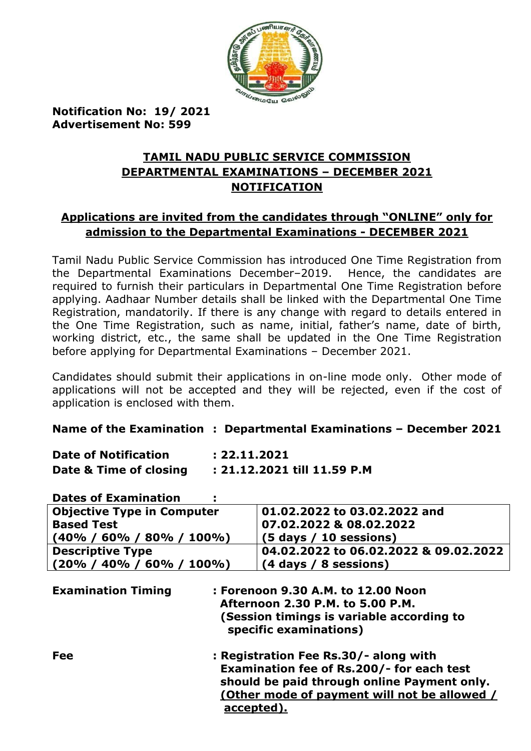**Notification No: 19/ 2021**
**Advertisement No: 599**

## TAMIL NADU PUBLIC SERVICE COMMISSION
## DEPARTMENTAL EXAMINATIONS – DECEMBER 2021
## NOTIFICATION

### Applications are invited from the candidates through "ONLINE" only for admission to the Departmental Examinations - DECEMBER 2021

Tamil Nadu Public Service Commission has introduced One Time Registration from the Departmental Examinations December–2019. Hence, the candidates are required to furnish their particulars in Departmental One Time Registration before applying. Aadhaar Number details shall be linked with the Departmental One Time Registration, mandatorily. If there is any change with regard to details entered in the One Time Registration, such as name, initial, father's name, date of birth, working district, etc., the same shall be updated in the One Time Registration before applying for Departmental Examinations – December 2021.

Candidates should submit their applications in on-line mode only. Other mode of applications will not be accepted and they will be rejected, even if the cost of application is enclosed with them.

**Name of the Examination : Departmental Examinations – December 2021**

**Date of Notification : 22.11.2021**
**Date & Time of closing : 21.12.2021 till 11.59 P.M**

**Dates of Examination :**

| | |
|---|---|
| **Objective Type in Computer Based Test (40% / 60% / 80% / 100%)** | **01.02.2022 to 03.02.2022 and 07.02.2022 & 08.02.2022 (5 days / 10 sessions)** |
| **Descriptive Type (20% / 40% / 60% / 100%)** | **04.02.2022 to 06.02.2022 & 09.02.2022 (4 days / 8 sessions)** |

**Examination Timing : Forenoon 9.30 A.M. to 12.00 Noon**
**Afternoon 2.30 P.M. to 5.00 P.M.**
**(Session timings is variable according to specific examinations)**

**Fee : Registration Fee Rs.30/- along with Examination fee of Rs.200/- for each test should be paid through online Payment only. (Other mode of payment will not be allowed / accepted).**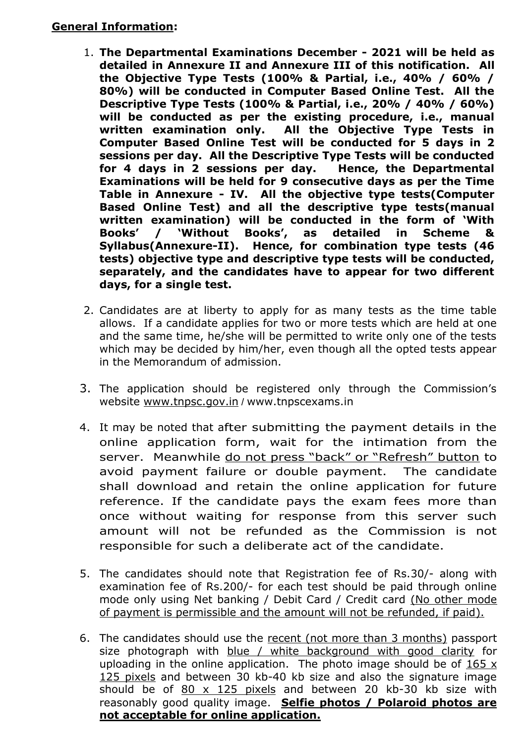**General Information:**

1. **The Departmental Examinations December - 2021 will be held as detailed in Annexure II and Annexure III of this notification. All the Objective Type Tests (100% & Partial, i.e., 40% / 60% / 80%) will be conducted in Computer Based Online Test. All the Descriptive Type Tests (100% & Partial, i.e., 20% / 40% / 60%) will be conducted as per the existing procedure, i.e., manual written examination only. All the Objective Type Tests in Computer Based Online Test will be conducted for 5 days in 2 sessions per day. All the Descriptive Type Tests will be conducted for 4 days in 2 sessions per day. Hence, the Departmental Examinations will be held for 9 consecutive days as per the Time Table in Annexure - IV. All the objective type tests(Computer Based Online Test) and all the descriptive type tests(manual written examination) will be conducted in the form of 'With Books' / 'Without Books', as detailed in Scheme & Syllabus(Annexure-II). Hence, for combination type tests (46 tests) objective type and descriptive type tests will be conducted, separately, and the candidates have to appear for two different days, for a single test.**

2. Candidates are at liberty to apply for as many tests as the time table allows. If a candidate applies for two or more tests which are held at one and the same time, he/she will be permitted to write only one of the tests which may be decided by him/her, even though all the opted tests appear in the Memorandum of admission.

3. The application should be registered only through the Commission's website www.tnpsc.gov.in / www.tnpscexams.in

4. It may be noted that after submitting the payment details in the online application form, wait for the intimation from the server. Meanwhile do not press "back" or "Refresh" button to avoid payment failure or double payment. The candidate shall download and retain the online application for future reference. If the candidate pays the exam fees more than once without waiting for response from this server such amount will not be refunded as the Commission is not responsible for such a deliberate act of the candidate.

5. The candidates should note that Registration fee of Rs.30/- along with examination fee of Rs.200/- for each test should be paid through online mode only using Net banking / Debit Card / Credit card (No other mode of payment is permissible and the amount will not be refunded, if paid).

6. The candidates should use the recent (not more than 3 months) passport size photograph with blue / white background with good clarity for uploading in the online application. The photo image should be of 165 x 125 pixels and between 30 kb-40 kb size and also the signature image should be of 80 x 125 pixels and between 20 kb-30 kb size with reasonably good quality image. **Selfie photos / Polaroid photos are not acceptable for online application.**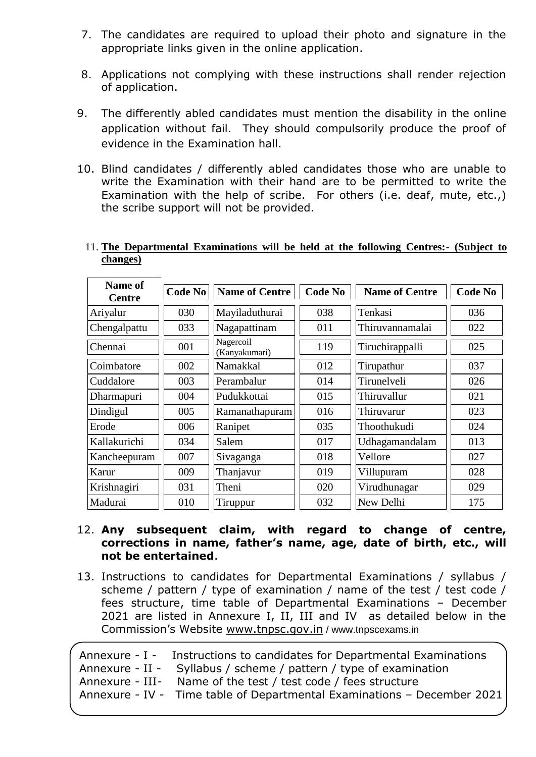7. The candidates are required to upload their photo and signature in the appropriate links given in the online application.

8. Applications not complying with these instructions shall render rejection of application.

9. The differently abled candidates must mention the disability in the online application without fail. They should compulsorily produce the proof of evidence in the Examination hall.

10. Blind candidates / differently abled candidates those who are unable to write the Examination with their hand are to be permitted to write the Examination with the help of scribe. For others (i.e. deaf, mute, etc.,) the scribe support will not be provided.

11. **<u>The Departmental Examinations will be held at the following Centres:- (Subject to changes)</u>**

| Name of Centre | Code No | Name of Centre | Code No | Name of Centre | Code No |
|---|---|---|---|---|---|
| Ariyalur | 030 | Mayiladuthurai | 038 | Tenkasi | 036 |
| Chengalpattu | 033 | Nagapattinam | 011 | Thiruvannamalai | 022 |
| Chennai | 001 | Nagercoil (Kanyakumari) | 119 | Tiruchirappalli | 025 |
| Coimbatore | 002 | Namakkal | 012 | Tirupathur | 037 |
| Cuddalore | 003 | Perambalur | 014 | Tirunelveli | 026 |
| Dharmapuri | 004 | Pudukkottai | 015 | Thiruvallur | 021 |
| Dindigul | 005 | Ramanathapuram | 016 | Thiruvarur | 023 |
| Erode | 006 | Ranipet | 035 | Thoothukudi | 024 |
| Kallakurichi | 034 | Salem | 017 | Udhagamandalam | 013 |
| Kancheepuram | 007 | Sivaganga | 018 | Vellore | 027 |
| Karur | 009 | Thanjavur | 019 | Villupuram | 028 |
| Krishnagiri | 031 | Theni | 020 | Virudhunagar | 029 |
| Madurai | 010 | Tiruppur | 032 | New Delhi | 175 |

12. **Any subsequent claim, with regard to change of centre, corrections in name, father's name, age, date of birth, etc., will not be entertained**.

13. Instructions to candidates for Departmental Examinations / syllabus / scheme / pattern / type of examination / name of the test / test code / fees structure, time table of Departmental Examinations – December 2021 are listed in Annexure I, II, III and IV as detailed below in the Commission's Website www.tnpsc.gov.in / www.tnpscexams.in

Annexure - I - Instructions to candidates for Departmental Examinations
Annexure - II - Syllabus / scheme / pattern / type of examination
Annexure - III- Name of the test / test code / fees structure
Annexure - IV - Time table of Departmental Examinations – December 2021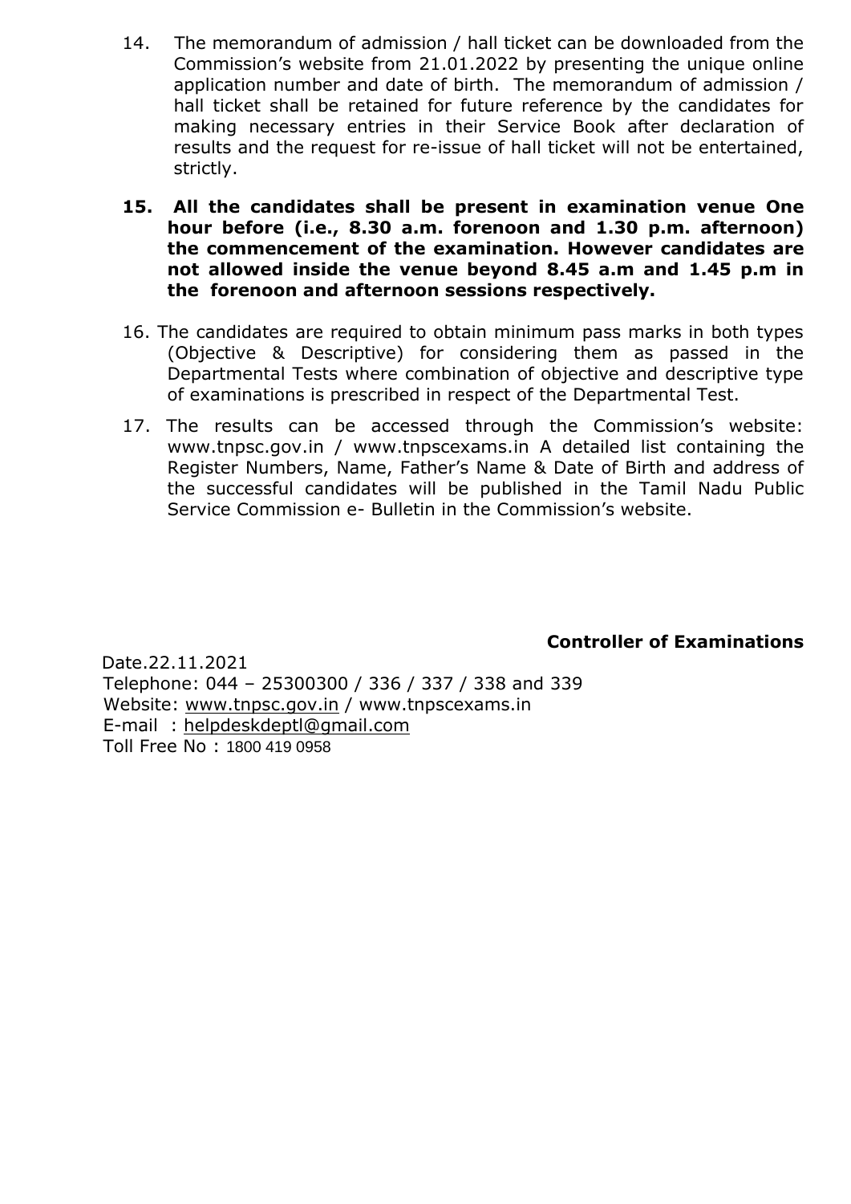14. The memorandum of admission / hall ticket can be downloaded from the Commission's website from 21.01.2022 by presenting the unique online application number and date of birth. The memorandum of admission / hall ticket shall be retained for future reference by the candidates for making necessary entries in their Service Book after declaration of results and the request for re-issue of hall ticket will not be entertained, strictly.

**15. All the candidates shall be present in examination venue One hour before (i.e., 8.30 a.m. forenoon and 1.30 p.m. afternoon) the commencement of the examination. However candidates are not allowed inside the venue beyond 8.45 a.m and 1.45 p.m in the forenoon and afternoon sessions respectively.**

16. The candidates are required to obtain minimum pass marks in both types (Objective & Descriptive) for considering them as passed in the Departmental Tests where combination of objective and descriptive type of examinations is prescribed in respect of the Departmental Test.

17. The results can be accessed through the Commission's website: www.tnpsc.gov.in / www.tnpscexams.in A detailed list containing the Register Numbers, Name, Father's Name & Date of Birth and address of the successful candidates will be published in the Tamil Nadu Public Service Commission e- Bulletin in the Commission's website.

**Controller of Examinations**

Date.22.11.2021
Telephone: 044 – 25300300 / 336 / 337 / 338 and 339
Website: www.tnpsc.gov.in / www.tnpscexams.in
E-mail : helpdeskdeptl@gmail.com
Toll Free No : 1800 419 0958